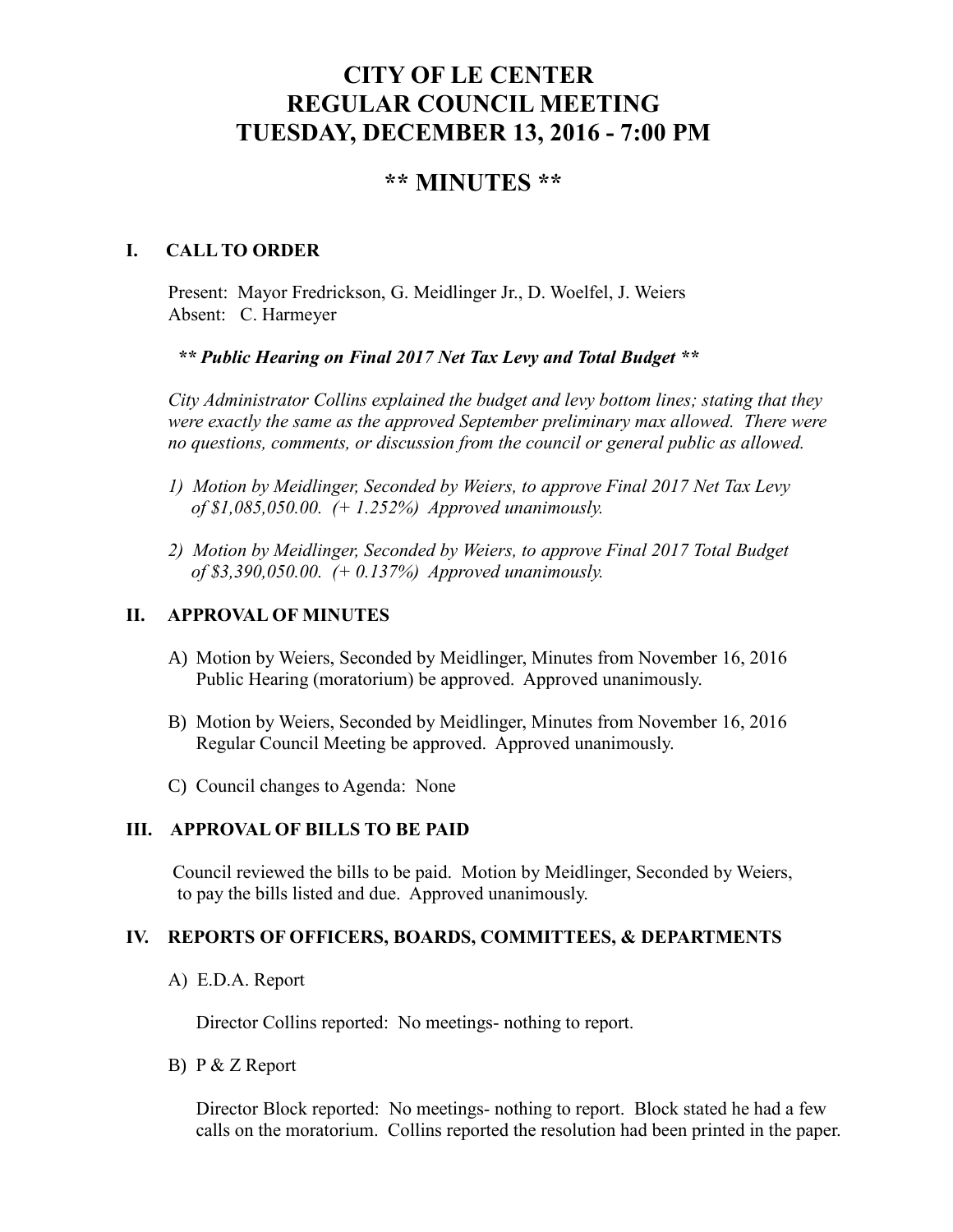# CITY OF LE CENTER
# REGULAR COUNCIL MEETING
# TUESDAY, DECEMBER 13, 2016 - 7:00 PM

## ** MINUTES **

### I. CALL TO ORDER

Present: Mayor Fredrickson, G. Meidlinger Jr., D. Woelfel, J. Weiers
Absent: C. Harmeyer

***** Public Hearing on Final 2017 Net Tax Levy and Total Budget *****

*City Administrator Collins explained the budget and levy bottom lines; stating that they were exactly the same as the approved September preliminary max allowed. There were no questions, comments, or discussion from the council or general public as allowed.*

*1) Motion by Meidlinger, Seconded by Weiers, to approve Final 2017 Net Tax Levy of $1,085,050.00. (+ 1.252%) Approved unanimously.*

*2) Motion by Meidlinger, Seconded by Weiers, to approve Final 2017 Total Budget of $3,390,050.00. (+ 0.137%) Approved unanimously.*

### II. APPROVAL OF MINUTES

A) Motion by Weiers, Seconded by Meidlinger, Minutes from November 16, 2016 Public Hearing (moratorium) be approved. Approved unanimously.

B) Motion by Weiers, Seconded by Meidlinger, Minutes from November 16, 2016 Regular Council Meeting be approved. Approved unanimously.

C) Council changes to Agenda: None

### III. APPROVAL OF BILLS TO BE PAID

Council reviewed the bills to be paid. Motion by Meidlinger, Seconded by Weiers, to pay the bills listed and due. Approved unanimously.

### IV. REPORTS OF OFFICERS, BOARDS, COMMITTEES, & DEPARTMENTS

A) E.D.A. Report

Director Collins reported: No meetings- nothing to report.

B) P & Z Report

Director Block reported: No meetings- nothing to report. Block stated he had a few calls on the moratorium. Collins reported the resolution had been printed in the paper.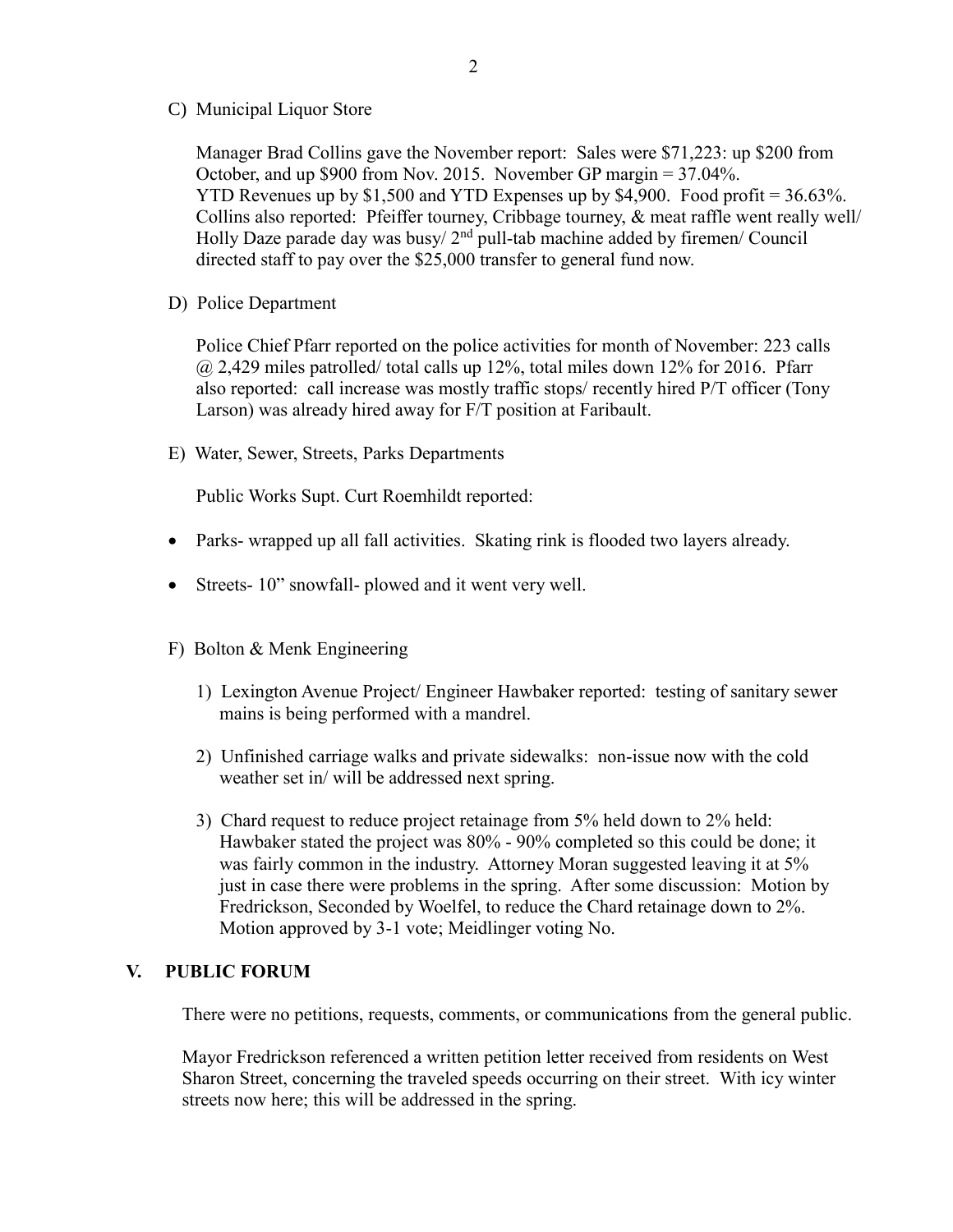C) Municipal Liquor Store

Manager Brad Collins gave the November report: Sales were $71,223: up $200 from October, and up $900 from Nov. 2015. November GP margin = 37.04%. YTD Revenues up by $1,500 and YTD Expenses up by $4,900. Food profit = 36.63%. Collins also reported: Pfeiffer tourney, Cribbage tourney, & meat raffle went really well/ Holly Daze parade day was busy/ 2nd pull-tab machine added by firemen/ Council directed staff to pay over the $25,000 transfer to general fund now.

D) Police Department

Police Chief Pfarr reported on the police activities for month of November: 223 calls @ 2,429 miles patrolled/ total calls up 12%, total miles down 12% for 2016. Pfarr also reported: call increase was mostly traffic stops/ recently hired P/T officer (Tony Larson) was already hired away for F/T position at Faribault.

E) Water, Sewer, Streets, Parks Departments

Public Works Supt. Curt Roemhildt reported:

- Parks- wrapped up all fall activities. Skating rink is flooded two layers already.
- Streets- 10" snowfall- plowed and it went very well.

F) Bolton & Menk Engineering

1) Lexington Avenue Project/ Engineer Hawbaker reported: testing of sanitary sewer mains is being performed with a mandrel.

2) Unfinished carriage walks and private sidewalks: non-issue now with the cold weather set in/ will be addressed next spring.

3) Chard request to reduce project retainage from 5% held down to 2% held: Hawbaker stated the project was 80% - 90% completed so this could be done; it was fairly common in the industry. Attorney Moran suggested leaving it at 5% just in case there were problems in the spring. After some discussion: Motion by Fredrickson, Seconded by Woelfel, to reduce the Chard retainage down to 2%. Motion approved by 3-1 vote; Meidlinger voting No.

## V. PUBLIC FORUM

There were no petitions, requests, comments, or communications from the general public.

Mayor Fredrickson referenced a written petition letter received from residents on West Sharon Street, concerning the traveled speeds occurring on their street. With icy winter streets now here; this will be addressed in the spring.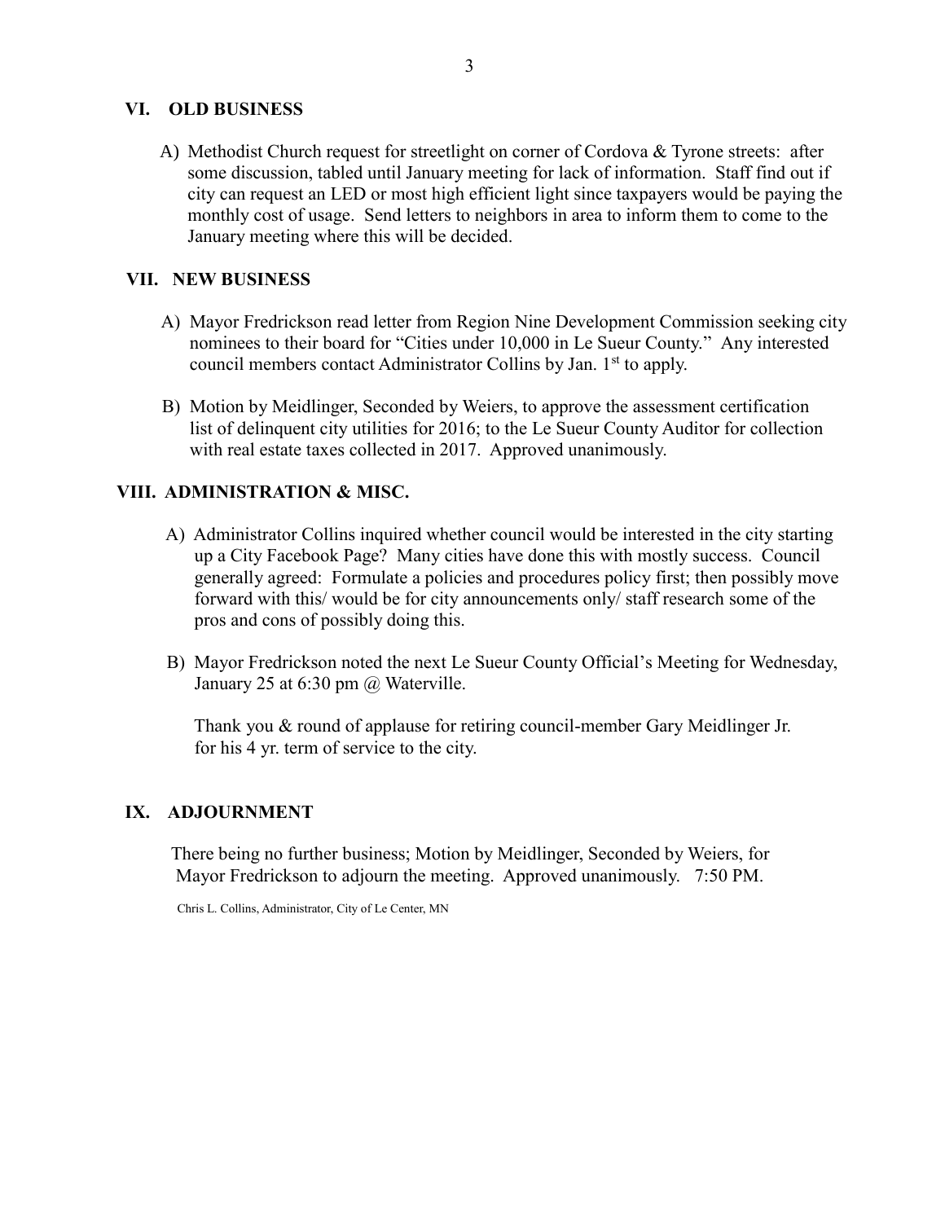## VI. OLD BUSINESS

A) Methodist Church request for streetlight on corner of Cordova & Tyrone streets: after some discussion, tabled until January meeting for lack of information. Staff find out if city can request an LED or most high efficient light since taxpayers would be paying the monthly cost of usage. Send letters to neighbors in area to inform them to come to the January meeting where this will be decided.

## VII. NEW BUSINESS

A) Mayor Fredrickson read letter from Region Nine Development Commission seeking city nominees to their board for "Cities under 10,000 in Le Sueur County." Any interested council members contact Administrator Collins by Jan. 1st to apply.

B) Motion by Meidlinger, Seconded by Weiers, to approve the assessment certification list of delinquent city utilities for 2016; to the Le Sueur County Auditor for collection with real estate taxes collected in 2017. Approved unanimously.

## VIII. ADMINISTRATION & MISC.

A) Administrator Collins inquired whether council would be interested in the city starting up a City Facebook Page? Many cities have done this with mostly success. Council generally agreed: Formulate a policies and procedures policy first; then possibly move forward with this/ would be for city announcements only/ staff research some of the pros and cons of possibly doing this.

B) Mayor Fredrickson noted the next Le Sueur County Official's Meeting for Wednesday, January 25 at 6:30 pm @ Waterville.

Thank you & round of applause for retiring council-member Gary Meidlinger Jr. for his 4 yr. term of service to the city.

## IX. ADJOURNMENT

There being no further business; Motion by Meidlinger, Seconded by Weiers, for Mayor Fredrickson to adjourn the meeting. Approved unanimously. 7:50 PM.

Chris L. Collins, Administrator, City of Le Center, MN